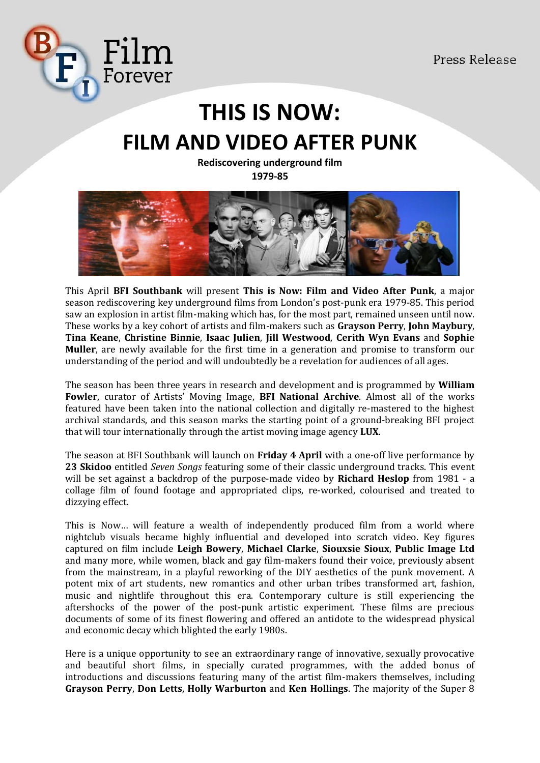Press Release

# THIS IS NOW: FILM AND VIDEO AFTER PUNK

**Rediscovering underground film**
**1979-85**

This April **BFI Southbank** will present **This is Now: Film and Video After Punk**, a major season rediscovering key underground films from London's post-punk era 1979-85. This period saw an explosion in artist film-making which has, for the most part, remained unseen until now. These works by a key cohort of artists and film-makers such as **Grayson Perry**, **John Maybury**, **Tina Keane**, **Christine Binnie**, **Isaac Julien**, **Jill Westwood**, **Cerith Wyn Evans** and **Sophie Muller**, are newly available for the first time in a generation and promise to transform our understanding of the period and will undoubtedly be a revelation for audiences of all ages.

The season has been three years in research and development and is programmed by **William Fowler**, curator of Artists' Moving Image, **BFI National Archive**. Almost all of the works featured have been taken into the national collection and digitally re-mastered to the highest archival standards, and this season marks the starting point of a ground-breaking BFI project that will tour internationally through the artist moving image agency **LUX**.

The season at BFI Southbank will launch on **Friday 4 April** with a one-off live performance by **23 Skidoo** entitled *Seven Songs* featuring some of their classic underground tracks. This event will be set against a backdrop of the purpose-made video by **Richard Heslop** from 1981 - a collage film of found footage and appropriated clips, re-worked, colourised and treated to dizzying effect.

This is Now… will feature a wealth of independently produced film from a world where nightclub visuals became highly influential and developed into scratch video. Key figures captured on film include **Leigh Bowery**, **Michael Clarke**, **Siouxsie Sioux**, **Public Image Ltd** and many more, while women, black and gay film-makers found their voice, previously absent from the mainstream, in a playful reworking of the DIY aesthetics of the punk movement. A potent mix of art students, new romantics and other urban tribes transformed art, fashion, music and nightlife throughout this era. Contemporary culture is still experiencing the aftershocks of the power of the post-punk artistic experiment. These films are precious documents of some of its finest flowering and offered an antidote to the widespread physical and economic decay which blighted the early 1980s.

Here is a unique opportunity to see an extraordinary range of innovative, sexually provocative and beautiful short films, in specially curated programmes, with the added bonus of introductions and discussions featuring many of the artist film-makers themselves, including **Grayson Perry**, **Don Letts**, **Holly Warburton** and **Ken Hollings**. The majority of the Super 8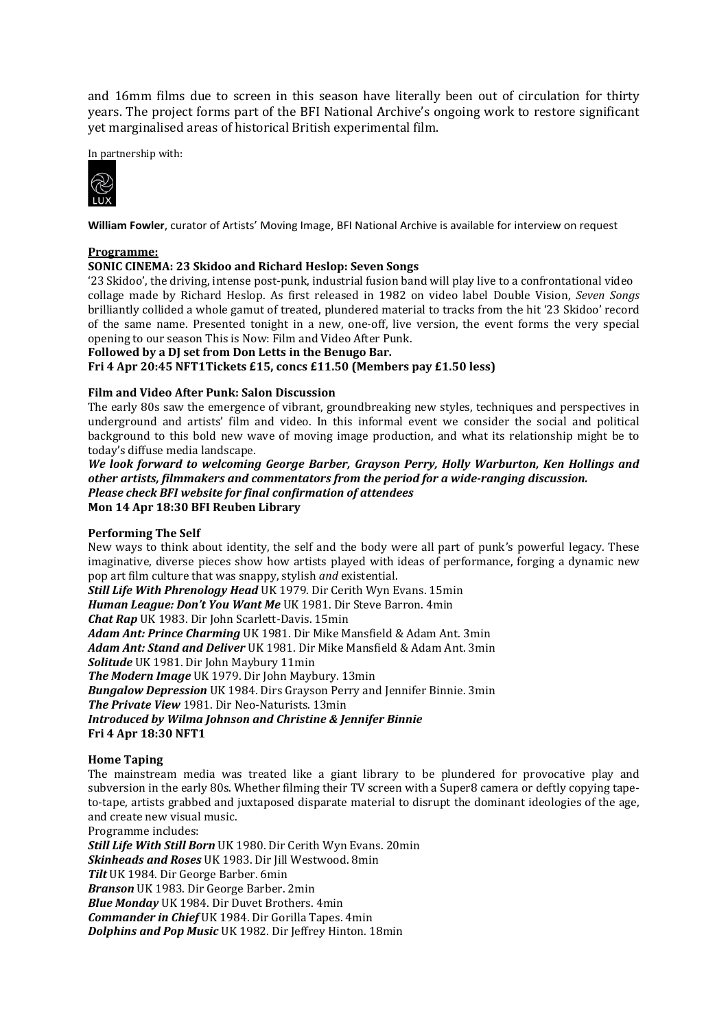and 16mm films due to screen in this season have literally been out of circulation for thirty years. The project forms part of the BFI National Archive's ongoing work to restore significant yet marginalised areas of historical British experimental film.

In partnership with:

**William Fowler**, curator of Artists' Moving Image, BFI National Archive is available for interview on request

**Programme:**

**SONIC CINEMA: 23 Skidoo and Richard Heslop: Seven Songs**

'23 Skidoo', the driving, intense post-punk, industrial fusion band will play live to a confrontational video collage made by Richard Heslop. As first released in 1982 on video label Double Vision, *Seven Songs* brilliantly collided a whole gamut of treated, plundered material to tracks from the hit '23 Skidoo' record of the same name. Presented tonight in a new, one-off, live version, the event forms the very special opening to our season This is Now: Film and Video After Punk.

**Followed by a DJ set from Don Letts in the Benugo Bar.**

**Fri 4 Apr 20:45 NFT1Tickets £15, concs £11.50 (Members pay £1.50 less)**

**Film and Video After Punk: Salon Discussion**

The early 80s saw the emergence of vibrant, groundbreaking new styles, techniques and perspectives in underground and artists' film and video. In this informal event we consider the social and political background to this bold new wave of moving image production, and what its relationship might be to today's diffuse media landscape.

***We look forward to welcoming George Barber, Grayson Perry, Holly Warburton, Ken Hollings and other artists, filmmakers and commentators from the period for a wide-ranging discussion.***

***Please check BFI website for final confirmation of attendees***

**Mon 14 Apr 18:30 BFI Reuben Library**

**Performing The Self**

New ways to think about identity, the self and the body were all part of punk's powerful legacy. These imaginative, diverse pieces show how artists played with ideas of performance, forging a dynamic new pop art film culture that was snappy, stylish *and* existential.

***Still Life With Phrenology Head*** UK 1979. Dir Cerith Wyn Evans. 15min

***Human League: Don't You Want Me*** UK 1981. Dir Steve Barron. 4min

***Chat Rap*** UK 1983. Dir John Scarlett-Davis. 15min

***Adam Ant: Prince Charming*** UK 1981. Dir Mike Mansfield & Adam Ant. 3min

***Adam Ant: Stand and Deliver*** UK 1981. Dir Mike Mansfield & Adam Ant. 3min

***Solitude*** UK 1981. Dir John Maybury 11min

***The Modern Image*** UK 1979. Dir John Maybury. 13min

***Bungalow Depression*** UK 1984. Dirs Grayson Perry and Jennifer Binnie. 3min

***The Private View*** 1981. Dir Neo-Naturists. 13min

***Introduced by Wilma Johnson and Christine & Jennifer Binnie***

**Fri 4 Apr 18:30 NFT1**

**Home Taping**

The mainstream media was treated like a giant library to be plundered for provocative play and subversion in the early 80s. Whether filming their TV screen with a Super8 camera or deftly copying tape-to-tape, artists grabbed and juxtaposed disparate material to disrupt the dominant ideologies of the age, and create new visual music.

Programme includes:

***Still Life With Still Born*** UK 1980. Dir Cerith Wyn Evans. 20min

***Skinheads and Roses*** UK 1983. Dir Jill Westwood. 8min

***Tilt*** UK 1984. Dir George Barber. 6min

***Branson*** UK 1983. Dir George Barber. 2min

***Blue Monday*** UK 1984. Dir Duvet Brothers. 4min

***Commander in Chief*** UK 1984. Dir Gorilla Tapes. 4min

***Dolphins and Pop Music*** UK 1982. Dir Jeffrey Hinton. 18min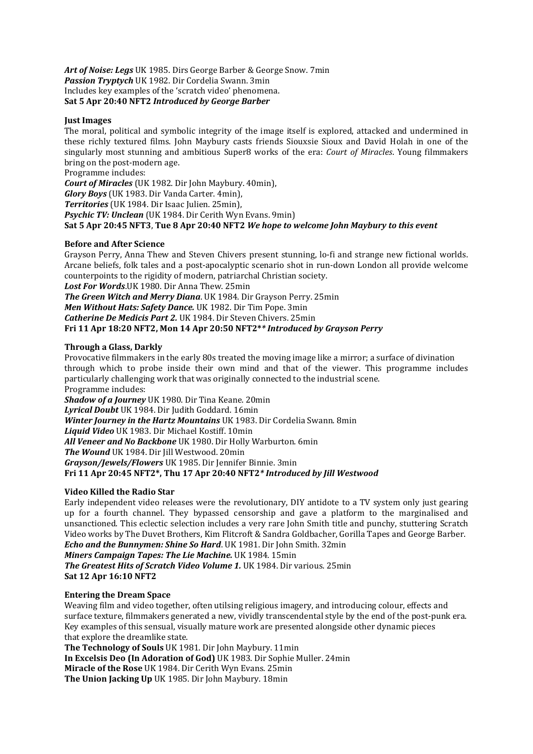***Art of Noise: Legs*** UK 1985. Dirs George Barber & George Snow. 7min
***Passion Tryptych*** UK 1982. Dir Cordelia Swann. 3min
Includes key examples of the 'scratch video' phenomena.
**Sat 5 Apr 20:40 NFT2** ***Introduced by George Barber***

**Just Images**
The moral, political and symbolic integrity of the image itself is explored, attacked and undermined in these richly textured films. John Maybury casts friends Siouxsie Sioux and David Holah in one of the singularly most stunning and ambitious Super8 works of the era: *Court of Miracles*. Young filmmakers bring on the post-modern age.
Programme includes:
***Court of Miracles*** (UK 1982. Dir John Maybury. 40min),
***Glory Boys*** (UK 1983. Dir Vanda Carter. 4min),
***Territories*** (UK 1984. Dir Isaac Julien. 25min),
***Psychic TV: Unclean*** (UK 1984. Dir Cerith Wyn Evans. 9min)
**Sat 5 Apr 20:45 NFT3**, **Tue 8 Apr 20:40 NFT2** ***We hope to welcome John Maybury to this event***

**Before and After Science**
Grayson Perry, Anna Thew and Steven Chivers present stunning, lo-fi and strange new fictional worlds. Arcane beliefs, folk tales and a post-apocalyptic scenario shot in run-down London all provide welcome counterpoints to the rigidity of modern, patriarchal Christian society.
***Lost For Words***.UK 1980. Dir Anna Thew. 25min
***The Green Witch and Merry Diana***. UK 1984. Dir Grayson Perry. 25min
***Men Without Hats: Safety Dance.*** UK 1982. Dir Tim Pope. 3min
***Catherine De Medicis Part 2.*** UK 1984. Dir Steven Chivers. 25min
**Fri 11 Apr 18:20 NFT2, Mon 14 Apr 20:50 NFT2**** ***Introduced by Grayson Perry***

**Through a Glass, Darkly**
Provocative filmmakers in the early 80s treated the moving image like a mirror; a surface of divination through which to probe inside their own mind and that of the viewer. This programme includes particularly challenging work that was originally connected to the industrial scene.
Programme includes:
***Shadow of a Journey*** UK 1980. Dir Tina Keane. 20min
***Lyrical Doubt*** UK 1984. Dir Judith Goddard. 16min
***Winter Journey in the Hartz Mountains*** UK 1983. Dir Cordelia Swann. 8min
***Liquid Video*** UK 1983. Dir Michael Kostiff. 10min
***All Veneer and No Backbone*** UK 1980. Dir Holly Warburton. 6min
***The Wound*** UK 1984. Dir Jill Westwood. 20min
***Grayson/Jewels/Flowers*** UK 1985. Dir Jennifer Binnie. 3min
**Fri 11 Apr 20:45 NFT2*, Thu 17 Apr 20:40 NFT2*** ***Introduced by Jill Westwood***

**Video Killed the Radio Star**
Early independent video releases were the revolutionary, DIY antidote to a TV system only just gearing up for a fourth channel. They bypassed censorship and gave a platform to the marginalised and unsanctioned. This eclectic selection includes a very rare John Smith title and punchy, stuttering Scratch Video works by The Duvet Brothers, Kim Flitcroft & Sandra Goldbacher, Gorilla Tapes and George Barber.
***Echo and the Bunnymen: Shine So Hard***. UK 1981. Dir John Smith. 32min
***Miners Campaign Tapes: The Lie Machine.*** UK 1984. 15min
***The Greatest Hits of Scratch Video Volume 1.*** UK 1984. Dir various. 25min
**Sat 12 Apr 16:10 NFT2**

**Entering the Dream Space**
Weaving film and video together, often utilsing religious imagery, and introducing colour, effects and surface texture, filmmakers generated a new, vividly transcendental style by the end of the post-punk era. Key examples of this sensual, visually mature work are presented alongside other dynamic pieces that explore the dreamlike state.
**The Technology of Souls** UK 1981. Dir John Maybury. 11min
**In Excelsis Deo (In Adoration of God)** UK 1983. Dir Sophie Muller. 24min
**Miracle of the Rose** UK 1984. Dir Cerith Wyn Evans. 25min
**The Union Jacking Up** UK 1985. Dir John Maybury. 18min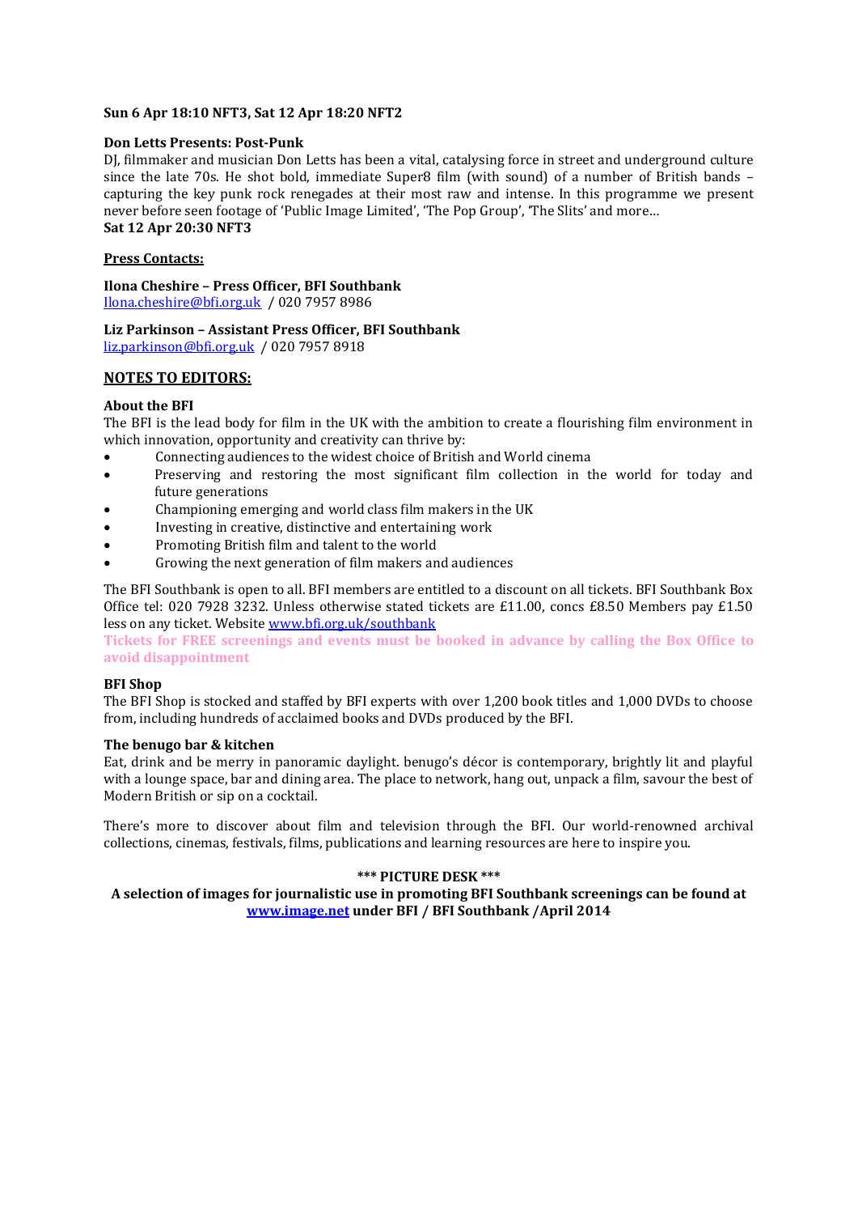**Sun 6 Apr 18:10 NFT3, Sat 12 Apr 18:20 NFT2**

**Don Letts Presents: Post-Punk**
DJ, filmmaker and musician Don Letts has been a vital, catalysing force in street and underground culture since the late 70s. He shot bold, immediate Super8 film (with sound) of a number of British bands – capturing the key punk rock renegades at their most raw and intense. In this programme we present never before seen footage of 'Public Image Limited', 'The Pop Group', 'The Slits' and more…
**Sat 12 Apr 20:30 NFT3**

**Press Contacts:**

**Ilona Cheshire – Press Officer, BFI Southbank**
Ilona.cheshire@bfi.org.uk / 020 7957 8986

**Liz Parkinson – Assistant Press Officer, BFI Southbank**
liz.parkinson@bfi.org.uk / 020 7957 8918

## NOTES TO EDITORS:

**About the BFI**
The BFI is the lead body for film in the UK with the ambition to create a flourishing film environment in which innovation, opportunity and creativity can thrive by:

- Connecting audiences to the widest choice of British and World cinema
- Preserving and restoring the most significant film collection in the world for today and future generations
- Championing emerging and world class film makers in the UK
- Investing in creative, distinctive and entertaining work
- Promoting British film and talent to the world
- Growing the next generation of film makers and audiences

The BFI Southbank is open to all. BFI members are entitled to a discount on all tickets. BFI Southbank Box Office tel: 020 7928 3232. Unless otherwise stated tickets are £11.00, concs £8.50 Members pay £1.50 less on any ticket. Website www.bfi.org.uk/southbank
**Tickets for FREE screenings and events must be booked in advance by calling the Box Office to avoid disappointment**

**BFI Shop**
The BFI Shop is stocked and staffed by BFI experts with over 1,200 book titles and 1,000 DVDs to choose from, including hundreds of acclaimed books and DVDs produced by the BFI.

**The benugo bar & kitchen**
Eat, drink and be merry in panoramic daylight. benugo's décor is contemporary, brightly lit and playful with a lounge space, bar and dining area. The place to network, hang out, unpack a film, savour the best of Modern British or sip on a cocktail.

There's more to discover about film and television through the BFI. Our world-renowned archival collections, cinemas, festivals, films, publications and learning resources are here to inspire you.

**\*\*\* PICTURE DESK \*\*\***
**A selection of images for journalistic use in promoting BFI Southbank screenings can be found at www.image.net under BFI / BFI Southbank /April 2014**